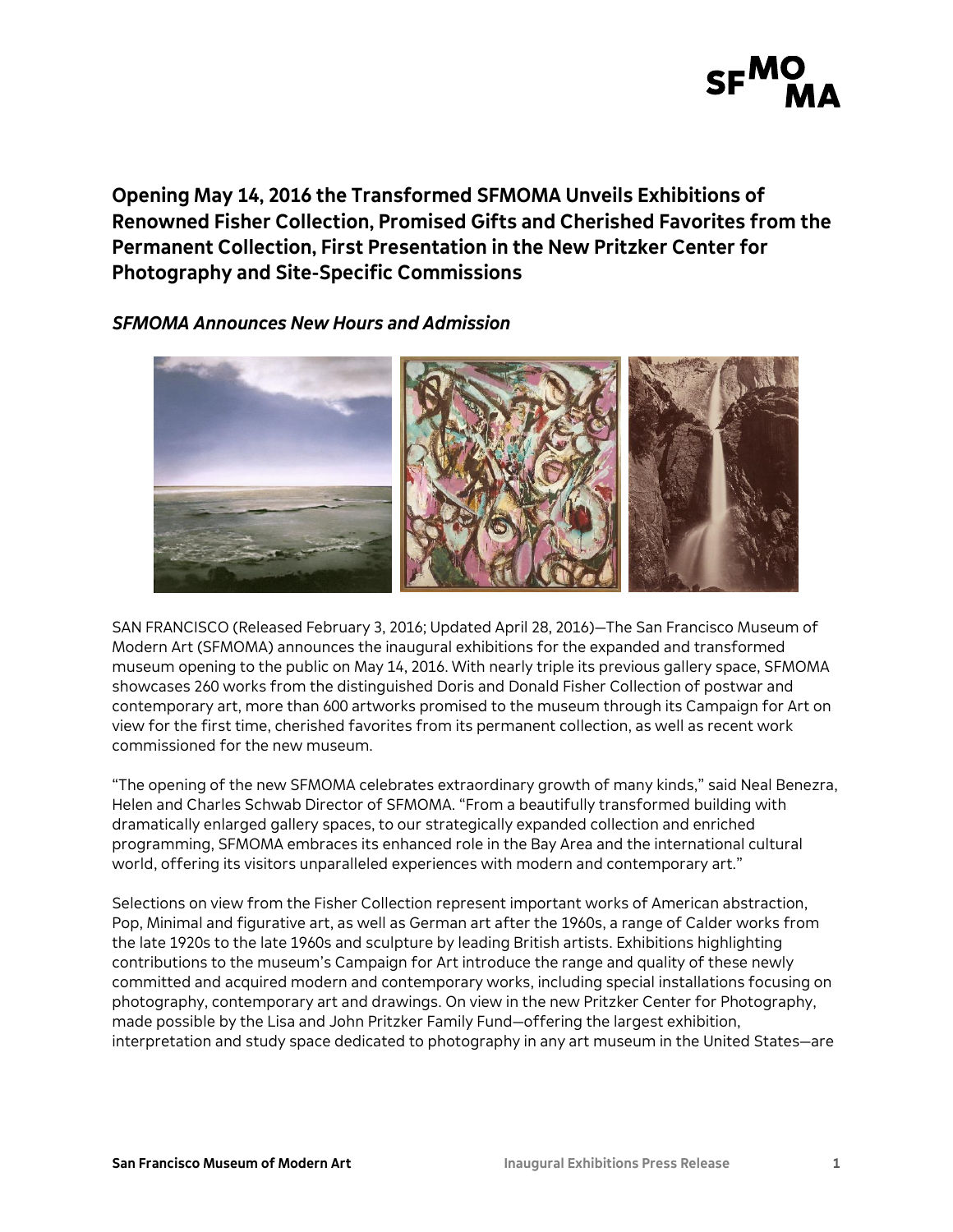# Opening May 14, 2016 the Transformed SFMOMA Unveils Exhibitions of Renowned Fisher Collection, Promised Gifts and Cherished Favorites from the Permanent Collection, First Presentation in the New Pritzker Center for Photography and Site-Specific Commissions

## *SFMOMA Announces New Hours and Admission*

SAN FRANCISCO (Released February 3, 2016; Updated April 28, 2016)—The San Francisco Museum of Modern Art (SFMOMA) announces the inaugural exhibitions for the expanded and transformed museum opening to the public on May 14, 2016. With nearly triple its previous gallery space, SFMOMA showcases 260 works from the distinguished Doris and Donald Fisher Collection of postwar and contemporary art, more than 600 artworks promised to the museum through its Campaign for Art on view for the first time, cherished favorites from its permanent collection, as well as recent work commissioned for the new museum.

"The opening of the new SFMOMA celebrates extraordinary growth of many kinds," said Neal Benezra, Helen and Charles Schwab Director of SFMOMA. "From a beautifully transformed building with dramatically enlarged gallery spaces, to our strategically expanded collection and enriched programming, SFMOMA embraces its enhanced role in the Bay Area and the international cultural world, offering its visitors unparalleled experiences with modern and contemporary art."

Selections on view from the Fisher Collection represent important works of American abstraction, Pop, Minimal and figurative art, as well as German art after the 1960s, a range of Calder works from the late 1920s to the late 1960s and sculpture by leading British artists. Exhibitions highlighting contributions to the museum's Campaign for Art introduce the range and quality of these newly committed and acquired modern and contemporary works, including special installations focusing on photography, contemporary art and drawings. On view in the new Pritzker Center for Photography, made possible by the Lisa and John Pritzker Family Fund—offering the largest exhibition, interpretation and study space dedicated to photography in any art museum in the United States—are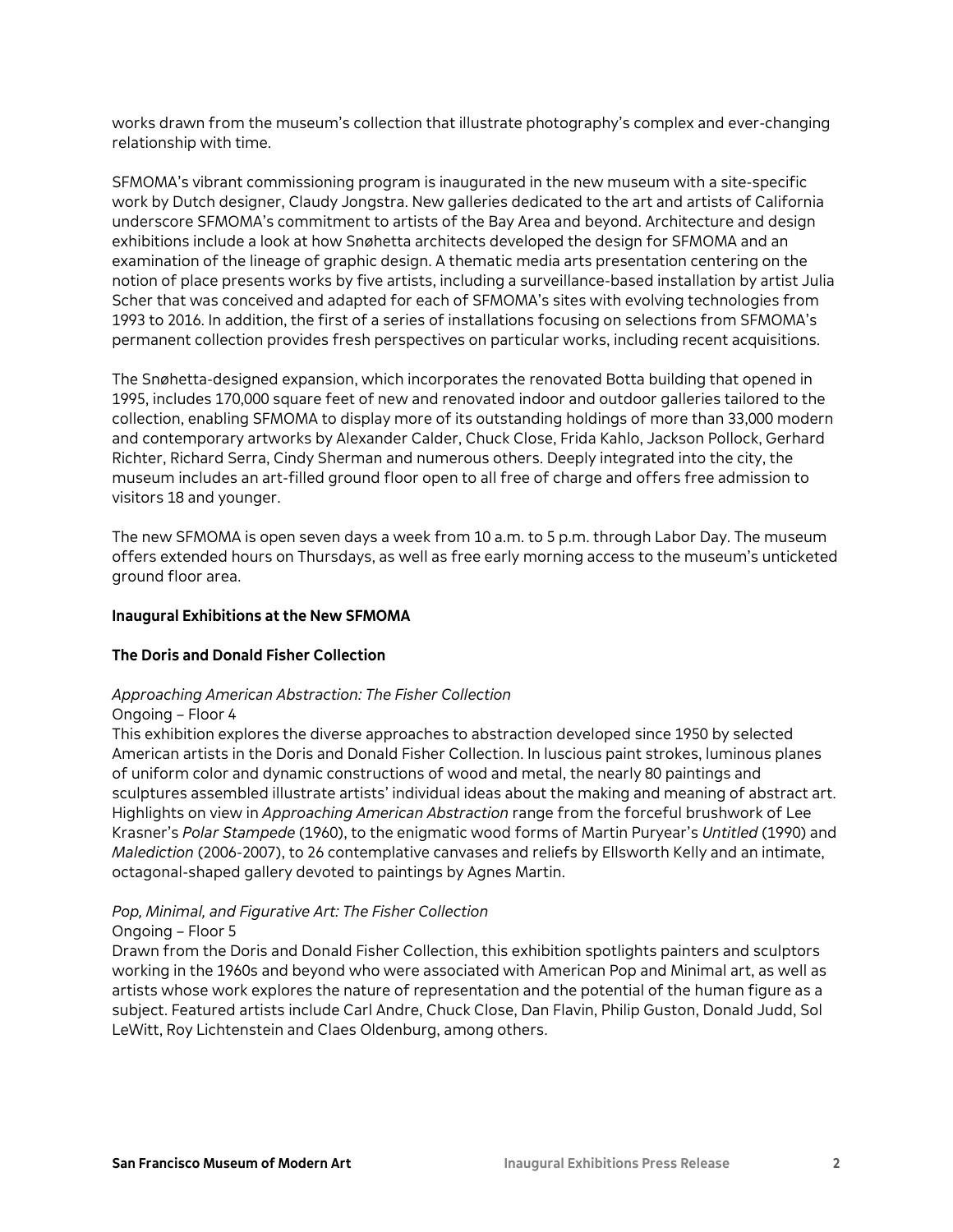works drawn from the museum's collection that illustrate photography's complex and ever-changing relationship with time.

SFMOMA's vibrant commissioning program is inaugurated in the new museum with a site-specific work by Dutch designer, Claudy Jongstra. New galleries dedicated to the art and artists of California underscore SFMOMA's commitment to artists of the Bay Area and beyond. Architecture and design exhibitions include a look at how Snøhetta architects developed the design for SFMOMA and an examination of the lineage of graphic design. A thematic media arts presentation centering on the notion of place presents works by five artists, including a surveillance-based installation by artist Julia Scher that was conceived and adapted for each of SFMOMA's sites with evolving technologies from 1993 to 2016. In addition, the first of a series of installations focusing on selections from SFMOMA's permanent collection provides fresh perspectives on particular works, including recent acquisitions.

The Snøhetta-designed expansion, which incorporates the renovated Botta building that opened in 1995, includes 170,000 square feet of new and renovated indoor and outdoor galleries tailored to the collection, enabling SFMOMA to display more of its outstanding holdings of more than 33,000 modern and contemporary artworks by Alexander Calder, Chuck Close, Frida Kahlo, Jackson Pollock, Gerhard Richter, Richard Serra, Cindy Sherman and numerous others. Deeply integrated into the city, the museum includes an art-filled ground floor open to all free of charge and offers free admission to visitors 18 and younger.

The new SFMOMA is open seven days a week from 10 a.m. to 5 p.m. through Labor Day. The museum offers extended hours on Thursdays, as well as free early morning access to the museum's unticketed ground floor area.

**Inaugural Exhibitions at the New SFMOMA**

**The Doris and Donald Fisher Collection**

*Approaching American Abstraction: The Fisher Collection*
Ongoing – Floor 4
This exhibition explores the diverse approaches to abstraction developed since 1950 by selected American artists in the Doris and Donald Fisher Collection. In luscious paint strokes, luminous planes of uniform color and dynamic constructions of wood and metal, the nearly 80 paintings and sculptures assembled illustrate artists' individual ideas about the making and meaning of abstract art. Highlights on view in *Approaching American Abstraction* range from the forceful brushwork of Lee Krasner's *Polar Stampede* (1960), to the enigmatic wood forms of Martin Puryear's *Untitled* (1990) and *Malediction* (2006-2007), to 26 contemplative canvases and reliefs by Ellsworth Kelly and an intimate, octagonal-shaped gallery devoted to paintings by Agnes Martin.

*Pop, Minimal, and Figurative Art: The Fisher Collection*
Ongoing – Floor 5
Drawn from the Doris and Donald Fisher Collection, this exhibition spotlights painters and sculptors working in the 1960s and beyond who were associated with American Pop and Minimal art, as well as artists whose work explores the nature of representation and the potential of the human figure as a subject. Featured artists include Carl Andre, Chuck Close, Dan Flavin, Philip Guston, Donald Judd, Sol LeWitt, Roy Lichtenstein and Claes Oldenburg, among others.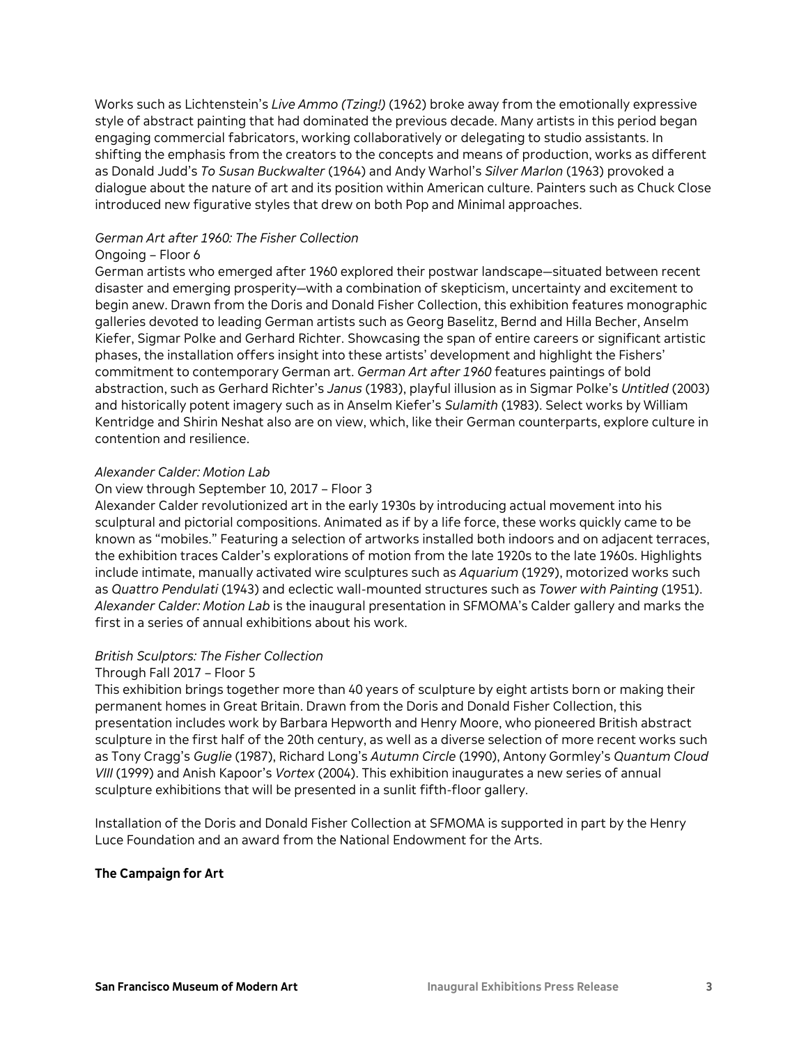Works such as Lichtenstein's *Live Ammo (Tzing!)* (1962) broke away from the emotionally expressive style of abstract painting that had dominated the previous decade. Many artists in this period began engaging commercial fabricators, working collaboratively or delegating to studio assistants. In shifting the emphasis from the creators to the concepts and means of production, works as different as Donald Judd's *To Susan Buckwalter* (1964) and Andy Warhol's *Silver Marlon* (1963) provoked a dialogue about the nature of art and its position within American culture. Painters such as Chuck Close introduced new figurative styles that drew on both Pop and Minimal approaches.

*German Art after 1960: The Fisher Collection*
Ongoing – Floor 6
German artists who emerged after 1960 explored their postwar landscape—situated between recent disaster and emerging prosperity—with a combination of skepticism, uncertainty and excitement to begin anew. Drawn from the Doris and Donald Fisher Collection, this exhibition features monographic galleries devoted to leading German artists such as Georg Baselitz, Bernd and Hilla Becher, Anselm Kiefer, Sigmar Polke and Gerhard Richter. Showcasing the span of entire careers or significant artistic phases, the installation offers insight into these artists' development and highlight the Fishers' commitment to contemporary German art. *German Art after 1960* features paintings of bold abstraction, such as Gerhard Richter's *Janus* (1983), playful illusion as in Sigmar Polke's *Untitled* (2003) and historically potent imagery such as in Anselm Kiefer's *Sulamith* (1983). Select works by William Kentridge and Shirin Neshat also are on view, which, like their German counterparts, explore culture in contention and resilience.

*Alexander Calder: Motion Lab*
On view through September 10, 2017 – Floor 3
Alexander Calder revolutionized art in the early 1930s by introducing actual movement into his sculptural and pictorial compositions. Animated as if by a life force, these works quickly came to be known as "mobiles." Featuring a selection of artworks installed both indoors and on adjacent terraces, the exhibition traces Calder's explorations of motion from the late 1920s to the late 1960s. Highlights include intimate, manually activated wire sculptures such as *Aquarium* (1929), motorized works such as *Quattro Pendulati* (1943) and eclectic wall-mounted structures such as *Tower with Painting* (1951). *Alexander Calder: Motion Lab* is the inaugural presentation in SFMOMA's Calder gallery and marks the first in a series of annual exhibitions about his work.

*British Sculptors: The Fisher Collection*
Through Fall 2017 – Floor 5
This exhibition brings together more than 40 years of sculpture by eight artists born or making their permanent homes in Great Britain. Drawn from the Doris and Donald Fisher Collection, this presentation includes work by Barbara Hepworth and Henry Moore, who pioneered British abstract sculpture in the first half of the 20th century, as well as a diverse selection of more recent works such as Tony Cragg's *Guglie* (1987), Richard Long's *Autumn Circle* (1990), Antony Gormley's *Quantum Cloud VIII* (1999) and Anish Kapoor's *Vortex* (2004). This exhibition inaugurates a new series of annual sculpture exhibitions that will be presented in a sunlit fifth-floor gallery.

Installation of the Doris and Donald Fisher Collection at SFMOMA is supported in part by the Henry Luce Foundation and an award from the National Endowment for the Arts.

**The Campaign for Art**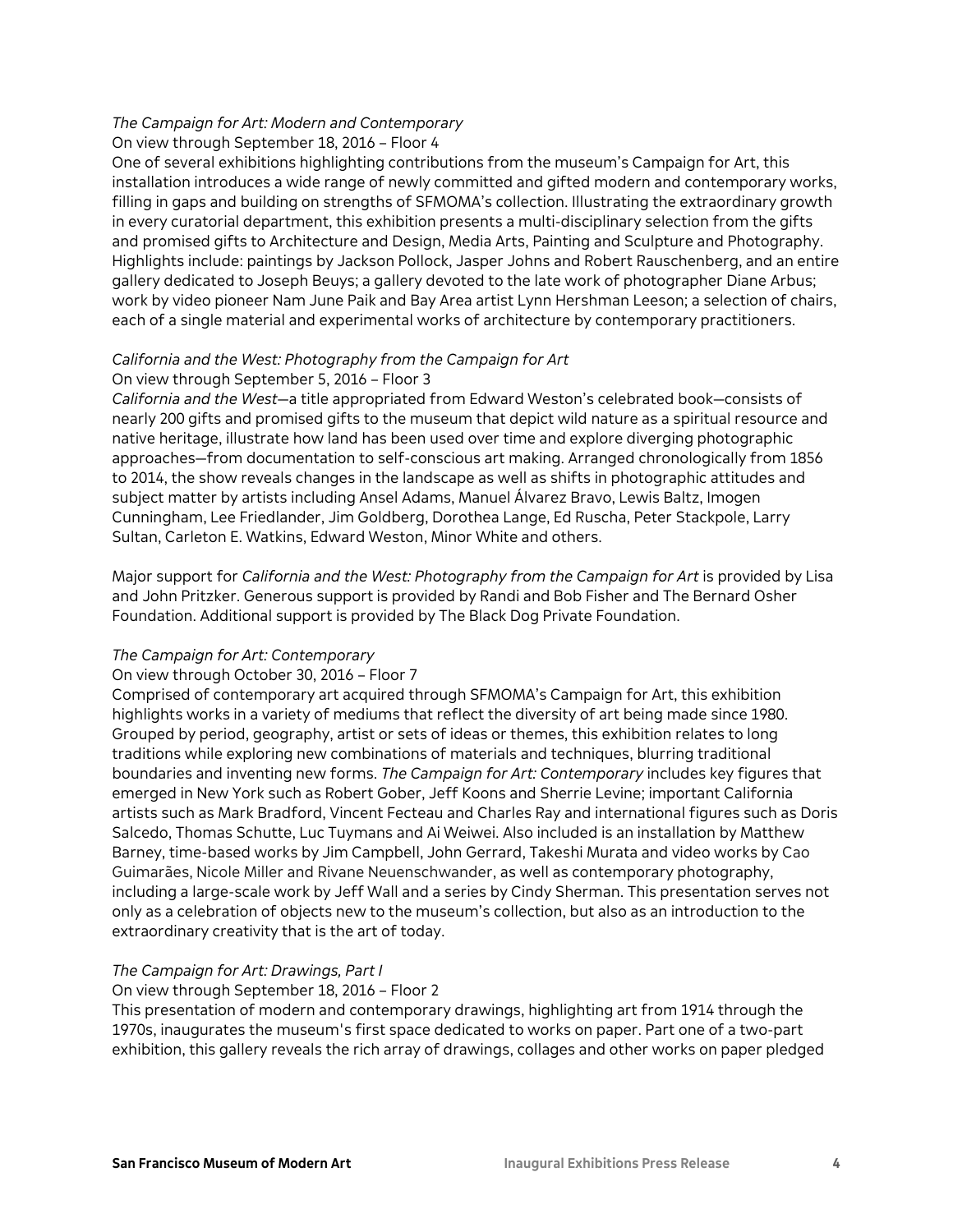*The Campaign for Art: Modern and Contemporary*
On view through September 18, 2016 – Floor 4
One of several exhibitions highlighting contributions from the museum's Campaign for Art, this installation introduces a wide range of newly committed and gifted modern and contemporary works, filling in gaps and building on strengths of SFMOMA's collection. Illustrating the extraordinary growth in every curatorial department, this exhibition presents a multi-disciplinary selection from the gifts and promised gifts to Architecture and Design, Media Arts, Painting and Sculpture and Photography. Highlights include: paintings by Jackson Pollock, Jasper Johns and Robert Rauschenberg, and an entire gallery dedicated to Joseph Beuys; a gallery devoted to the late work of photographer Diane Arbus; work by video pioneer Nam June Paik and Bay Area artist Lynn Hershman Leeson; a selection of chairs, each of a single material and experimental works of architecture by contemporary practitioners.

*California and the West: Photography from the Campaign for Art*
On view through September 5, 2016 – Floor 3
*California and the West*—a title appropriated from Edward Weston's celebrated book—consists of nearly 200 gifts and promised gifts to the museum that depict wild nature as a spiritual resource and native heritage, illustrate how land has been used over time and explore diverging photographic approaches—from documentation to self-conscious art making. Arranged chronologically from 1856 to 2014, the show reveals changes in the landscape as well as shifts in photographic attitudes and subject matter by artists including Ansel Adams, Manuel Álvarez Bravo, Lewis Baltz, Imogen Cunningham, Lee Friedlander, Jim Goldberg, Dorothea Lange, Ed Ruscha, Peter Stackpole, Larry Sultan, Carleton E. Watkins, Edward Weston, Minor White and others.

Major support for *California and the West: Photography from the Campaign for Art* is provided by Lisa and John Pritzker. Generous support is provided by Randi and Bob Fisher and The Bernard Osher Foundation. Additional support is provided by The Black Dog Private Foundation.

*The Campaign for Art: Contemporary*
On view through October 30, 2016 – Floor 7
Comprised of contemporary art acquired through SFMOMA's Campaign for Art, this exhibition highlights works in a variety of mediums that reflect the diversity of art being made since 1980. Grouped by period, geography, artist or sets of ideas or themes, this exhibition relates to long traditions while exploring new combinations of materials and techniques, blurring traditional boundaries and inventing new forms. *The Campaign for Art: Contemporary* includes key figures that emerged in New York such as Robert Gober, Jeff Koons and Sherrie Levine; important California artists such as Mark Bradford, Vincent Fecteau and Charles Ray and international figures such as Doris Salcedo, Thomas Schutte, Luc Tuymans and Ai Weiwei. Also included is an installation by Matthew Barney, time-based works by Jim Campbell, John Gerrard, Takeshi Murata and video works by Cao Guimarães, Nicole Miller and Rivane Neuenschwander, as well as contemporary photography, including a large-scale work by Jeff Wall and a series by Cindy Sherman. This presentation serves not only as a celebration of objects new to the museum's collection, but also as an introduction to the extraordinary creativity that is the art of today.

*The Campaign for Art: Drawings, Part I*
On view through September 18, 2016 – Floor 2
This presentation of modern and contemporary drawings, highlighting art from 1914 through the 1970s, inaugurates the museum's first space dedicated to works on paper. Part one of a two-part exhibition, this gallery reveals the rich array of drawings, collages and other works on paper pledged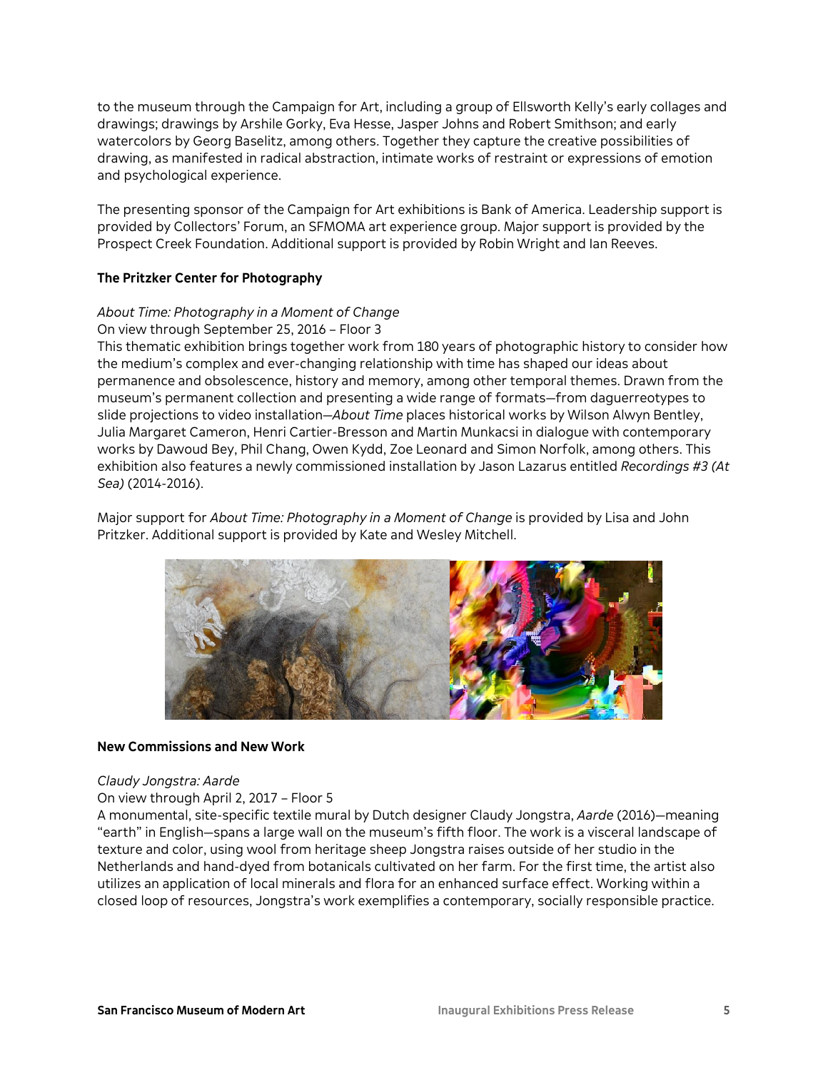to the museum through the Campaign for Art, including a group of Ellsworth Kelly's early collages and drawings; drawings by Arshile Gorky, Eva Hesse, Jasper Johns and Robert Smithson; and early watercolors by Georg Baselitz, among others. Together they capture the creative possibilities of drawing, as manifested in radical abstraction, intimate works of restraint or expressions of emotion and psychological experience.

The presenting sponsor of the Campaign for Art exhibitions is Bank of America. Leadership support is provided by Collectors' Forum, an SFMOMA art experience group. Major support is provided by the Prospect Creek Foundation. Additional support is provided by Robin Wright and Ian Reeves.

**The Pritzker Center for Photography**

*About Time: Photography in a Moment of Change*
On view through September 25, 2016 – Floor 3
This thematic exhibition brings together work from 180 years of photographic history to consider how the medium's complex and ever-changing relationship with time has shaped our ideas about permanence and obsolescence, history and memory, among other temporal themes. Drawn from the museum's permanent collection and presenting a wide range of formats—from daguerreotypes to slide projections to video installation—*About Time* places historical works by Wilson Alwyn Bentley, Julia Margaret Cameron, Henri Cartier-Bresson and Martin Munkacsi in dialogue with contemporary works by Dawoud Bey, Phil Chang, Owen Kydd, Zoe Leonard and Simon Norfolk, among others. This exhibition also features a newly commissioned installation by Jason Lazarus entitled *Recordings #3 (At Sea)* (2014-2016).

Major support for *About Time: Photography in a Moment of Change* is provided by Lisa and John Pritzker. Additional support is provided by Kate and Wesley Mitchell.

**New Commissions and New Work**

*Claudy Jongstra: Aarde*
On view through April 2, 2017 – Floor 5
A monumental, site-specific textile mural by Dutch designer Claudy Jongstra, *Aarde* (2016)—meaning "earth" in English—spans a large wall on the museum's fifth floor. The work is a visceral landscape of texture and color, using wool from heritage sheep Jongstra raises outside of her studio in the Netherlands and hand-dyed from botanicals cultivated on her farm. For the first time, the artist also utilizes an application of local minerals and flora for an enhanced surface effect. Working within a closed loop of resources, Jongstra's work exemplifies a contemporary, socially responsible practice.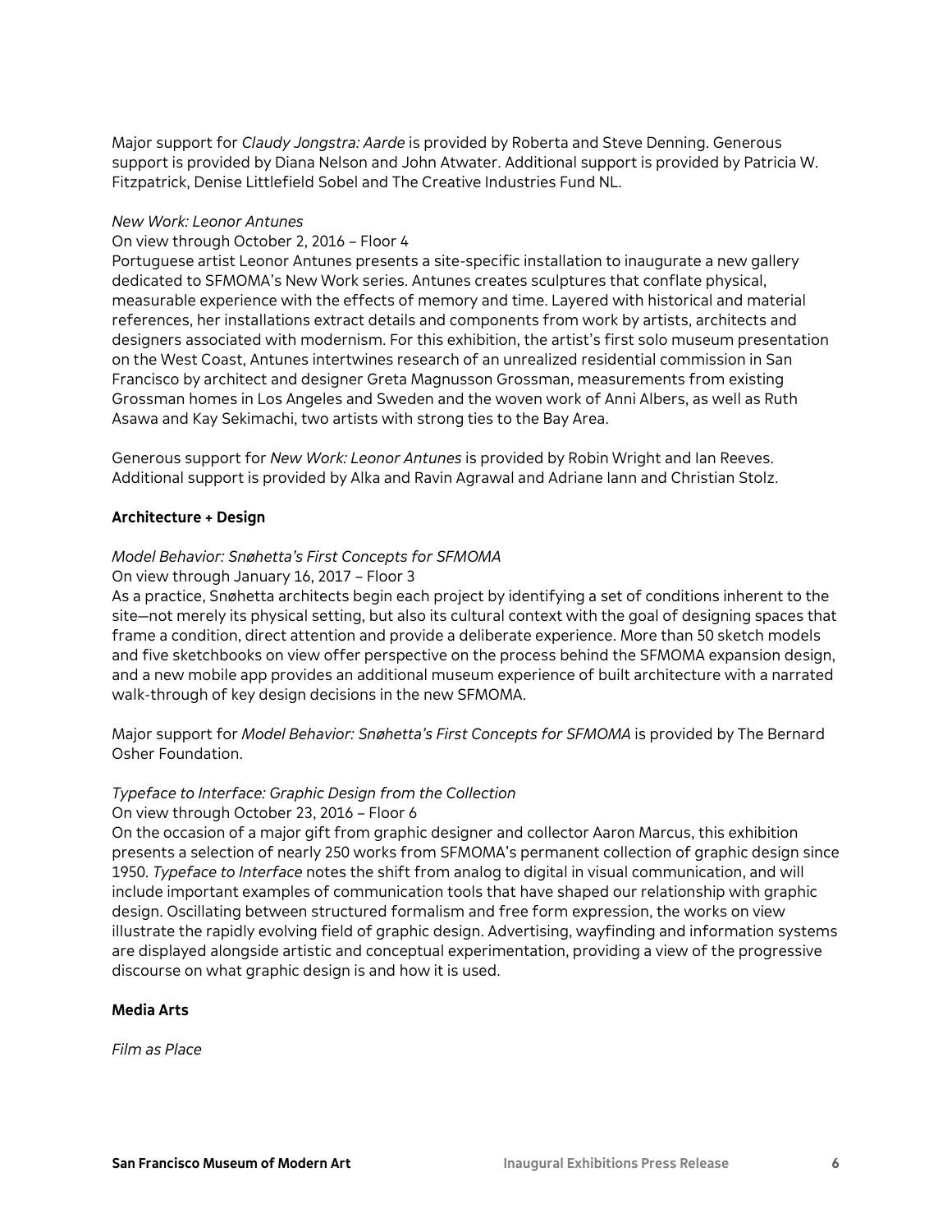Major support for *Claudy Jongstra: Aarde* is provided by Roberta and Steve Denning. Generous support is provided by Diana Nelson and John Atwater. Additional support is provided by Patricia W. Fitzpatrick, Denise Littlefield Sobel and The Creative Industries Fund NL.

*New Work: Leonor Antunes*

On view through October 2, 2016 – Floor 4

Portuguese artist Leonor Antunes presents a site-specific installation to inaugurate a new gallery dedicated to SFMOMA's New Work series. Antunes creates sculptures that conflate physical, measurable experience with the effects of memory and time. Layered with historical and material references, her installations extract details and components from work by artists, architects and designers associated with modernism. For this exhibition, the artist's first solo museum presentation on the West Coast, Antunes intertwines research of an unrealized residential commission in San Francisco by architect and designer Greta Magnusson Grossman, measurements from existing Grossman homes in Los Angeles and Sweden and the woven work of Anni Albers, as well as Ruth Asawa and Kay Sekimachi, two artists with strong ties to the Bay Area.

Generous support for *New Work: Leonor Antunes* is provided by Robin Wright and Ian Reeves. Additional support is provided by Alka and Ravin Agrawal and Adriane Iann and Christian Stolz.

**Architecture + Design**

*Model Behavior: Snøhetta's First Concepts for SFMOMA*

On view through January 16, 2017 – Floor 3

As a practice, Snøhetta architects begin each project by identifying a set of conditions inherent to the site—not merely its physical setting, but also its cultural context with the goal of designing spaces that frame a condition, direct attention and provide a deliberate experience. More than 50 sketch models and five sketchbooks on view offer perspective on the process behind the SFMOMA expansion design, and a new mobile app provides an additional museum experience of built architecture with a narrated walk-through of key design decisions in the new SFMOMA.

Major support for *Model Behavior: Snøhetta's First Concepts for SFMOMA* is provided by The Bernard Osher Foundation.

*Typeface to Interface: Graphic Design from the Collection*

On view through October 23, 2016 – Floor 6

On the occasion of a major gift from graphic designer and collector Aaron Marcus, this exhibition presents a selection of nearly 250 works from SFMOMA's permanent collection of graphic design since 1950. *Typeface to Interface* notes the shift from analog to digital in visual communication, and will include important examples of communication tools that have shaped our relationship with graphic design. Oscillating between structured formalism and free form expression, the works on view illustrate the rapidly evolving field of graphic design. Advertising, wayfinding and information systems are displayed alongside artistic and conceptual experimentation, providing a view of the progressive discourse on what graphic design is and how it is used.

**Media Arts**

*Film as Place*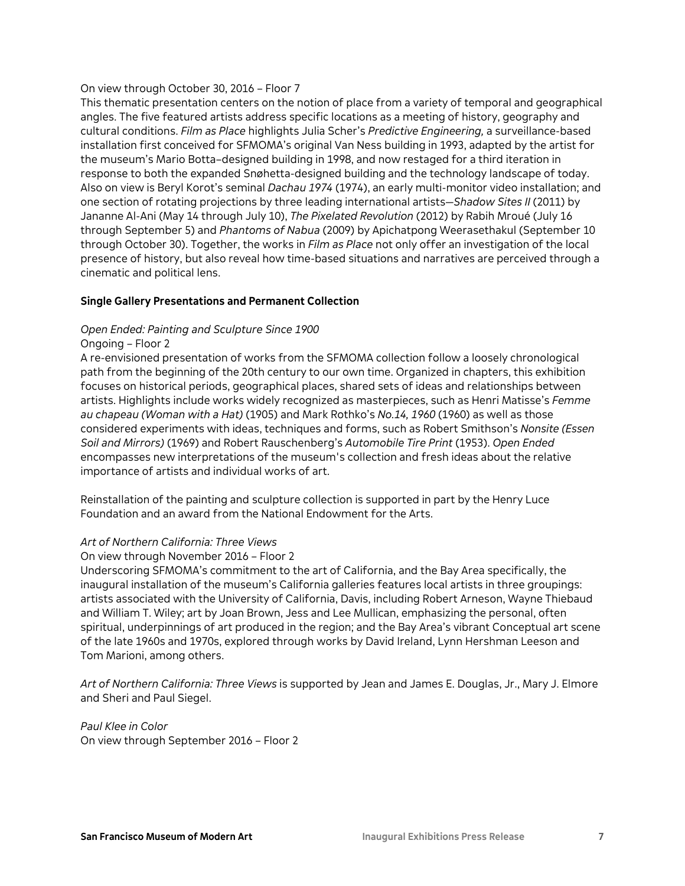On view through October 30, 2016 – Floor 7

This thematic presentation centers on the notion of place from a variety of temporal and geographical angles. The five featured artists address specific locations as a meeting of history, geography and cultural conditions. *Film as Place* highlights Julia Scher's *Predictive Engineering,* a surveillance-based installation first conceived for SFMOMA's original Van Ness building in 1993, adapted by the artist for the museum's Mario Botta–designed building in 1998, and now restaged for a third iteration in response to both the expanded Snøhetta-designed building and the technology landscape of today. Also on view is Beryl Korot's seminal *Dachau 1974* (1974), an early multi-monitor video installation; and one section of rotating projections by three leading international artists—*Shadow Sites II* (2011) by Jananne Al-Ani (May 14 through July 10), *The Pixelated Revolution* (2012) by Rabih Mroué (July 16 through September 5) and *Phantoms of Nabua* (2009) by Apichatpong Weerasethakul (September 10 through October 30). Together, the works in *Film as Place* not only offer an investigation of the local presence of history, but also reveal how time-based situations and narratives are perceived through a cinematic and political lens.

**Single Gallery Presentations and Permanent Collection**

*Open Ended: Painting and Sculpture Since 1900*

Ongoing – Floor 2

A re-envisioned presentation of works from the SFMOMA collection follow a loosely chronological path from the beginning of the 20th century to our own time. Organized in chapters, this exhibition focuses on historical periods, geographical places, shared sets of ideas and relationships between artists. Highlights include works widely recognized as masterpieces, such as Henri Matisse's *Femme au chapeau (Woman with a Hat)* (1905) and Mark Rothko's *No.14, 1960* (1960) as well as those considered experiments with ideas, techniques and forms, such as Robert Smithson's *Nonsite (Essen Soil and Mirrors)* (1969) and Robert Rauschenberg's *Automobile Tire Print* (1953). *Open Ended* encompasses new interpretations of the museum's collection and fresh ideas about the relative importance of artists and individual works of art.

Reinstallation of the painting and sculpture collection is supported in part by the Henry Luce Foundation and an award from the National Endowment for the Arts.

*Art of Northern California: Three Views*

On view through November 2016 – Floor 2

Underscoring SFMOMA's commitment to the art of California, and the Bay Area specifically, the inaugural installation of the museum's California galleries features local artists in three groupings: artists associated with the University of California, Davis, including Robert Arneson, Wayne Thiebaud and William T. Wiley; art by Joan Brown, Jess and Lee Mullican, emphasizing the personal, often spiritual, underpinnings of art produced in the region; and the Bay Area's vibrant Conceptual art scene of the late 1960s and 1970s, explored through works by David Ireland, Lynn Hershman Leeson and Tom Marioni, among others.

*Art of Northern California: Three Views* is supported by Jean and James E. Douglas, Jr., Mary J. Elmore and Sheri and Paul Siegel.

*Paul Klee in Color*

On view through September 2016 – Floor 2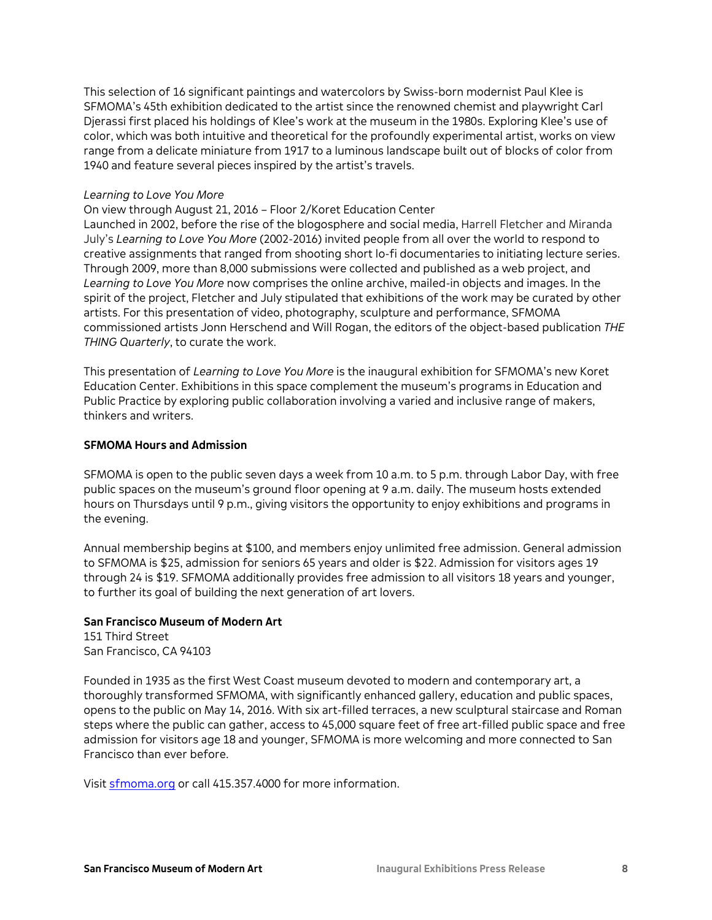This selection of 16 significant paintings and watercolors by Swiss-born modernist Paul Klee is SFMOMA's 45th exhibition dedicated to the artist since the renowned chemist and playwright Carl Djerassi first placed his holdings of Klee's work at the museum in the 1980s. Exploring Klee's use of color, which was both intuitive and theoretical for the profoundly experimental artist, works on view range from a delicate miniature from 1917 to a luminous landscape built out of blocks of color from 1940 and feature several pieces inspired by the artist's travels.

*Learning to Love You More*
On view through August 21, 2016 – Floor 2/Koret Education Center
Launched in 2002, before the rise of the blogosphere and social media, Harrell Fletcher and Miranda July's *Learning to Love You More* (2002-2016) invited people from all over the world to respond to creative assignments that ranged from shooting short lo-fi documentaries to initiating lecture series. Through 2009, more than 8,000 submissions were collected and published as a web project, and *Learning to Love You More* now comprises the online archive, mailed-in objects and images. In the spirit of the project, Fletcher and July stipulated that exhibitions of the work may be curated by other artists. For this presentation of video, photography, sculpture and performance, SFMOMA commissioned artists Jonn Herschend and Will Rogan, the editors of the object-based publication *THE THING Quarterly*, to curate the work.

This presentation of *Learning to Love You More* is the inaugural exhibition for SFMOMA's new Koret Education Center. Exhibitions in this space complement the museum's programs in Education and Public Practice by exploring public collaboration involving a varied and inclusive range of makers, thinkers and writers.

**SFMOMA Hours and Admission**

SFMOMA is open to the public seven days a week from 10 a.m. to 5 p.m. through Labor Day, with free public spaces on the museum's ground floor opening at 9 a.m. daily. The museum hosts extended hours on Thursdays until 9 p.m., giving visitors the opportunity to enjoy exhibitions and programs in the evening.

Annual membership begins at $100, and members enjoy unlimited free admission. General admission to SFMOMA is $25, admission for seniors 65 years and older is $22. Admission for visitors ages 19 through 24 is $19. SFMOMA additionally provides free admission to all visitors 18 years and younger, to further its goal of building the next generation of art lovers.

**San Francisco Museum of Modern Art**
151 Third Street
San Francisco, CA 94103

Founded in 1935 as the first West Coast museum devoted to modern and contemporary art, a thoroughly transformed SFMOMA, with significantly enhanced gallery, education and public spaces, opens to the public on May 14, 2016. With six art-filled terraces, a new sculptural staircase and Roman steps where the public can gather, access to 45,000 square feet of free art-filled public space and free admission for visitors age 18 and younger, SFMOMA is more welcoming and more connected to San Francisco than ever before.

Visit [sfmoma.org](http://sfmoma.org) or call 415.357.4000 for more information.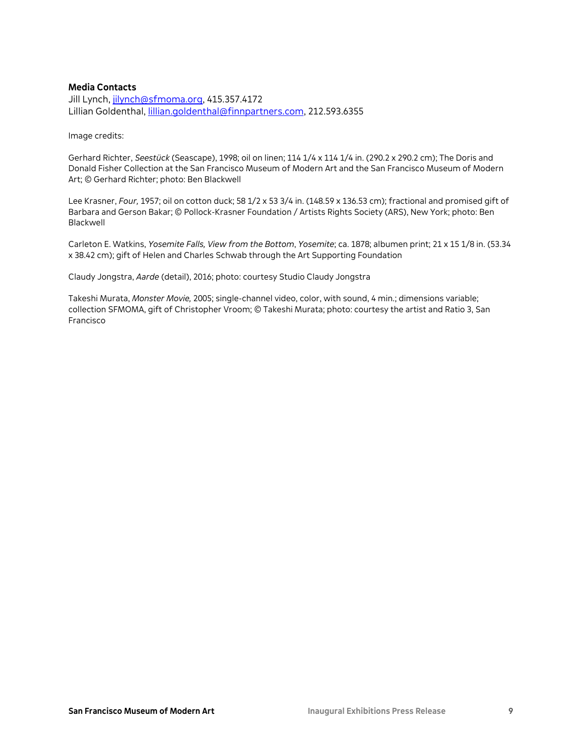**Media Contacts**
Jill Lynch, jilynch@sfmoma.org, 415.357.4172
Lillian Goldenthal, lillian.goldenthal@finnpartners.com, 212.593.6355

Image credits:

Gerhard Richter, *Seestück* (Seascape), 1998; oil on linen; 114 1/4 x 114 1/4 in. (290.2 x 290.2 cm); The Doris and Donald Fisher Collection at the San Francisco Museum of Modern Art and the San Francisco Museum of Modern Art; © Gerhard Richter; photo: Ben Blackwell

Lee Krasner, *Four,* 1957; oil on cotton duck; 58 1/2 x 53 3/4 in. (148.59 x 136.53 cm); fractional and promised gift of Barbara and Gerson Bakar; © Pollock-Krasner Foundation / Artists Rights Society (ARS), New York; photo: Ben Blackwell

Carleton E. Watkins, *Yosemite Falls, View from the Bottom*, *Yosemite*; ca. 1878; albumen print; 21 x 15 1/8 in. (53.34 x 38.42 cm); gift of Helen and Charles Schwab through the Art Supporting Foundation

Claudy Jongstra, *Aarde* (detail), 2016; photo: courtesy Studio Claudy Jongstra

Takeshi Murata, *Monster Movie,* 2005; single-channel video, color, with sound, 4 min.; dimensions variable; collection SFMOMA, gift of Christopher Vroom; © Takeshi Murata; photo: courtesy the artist and Ratio 3, San Francisco